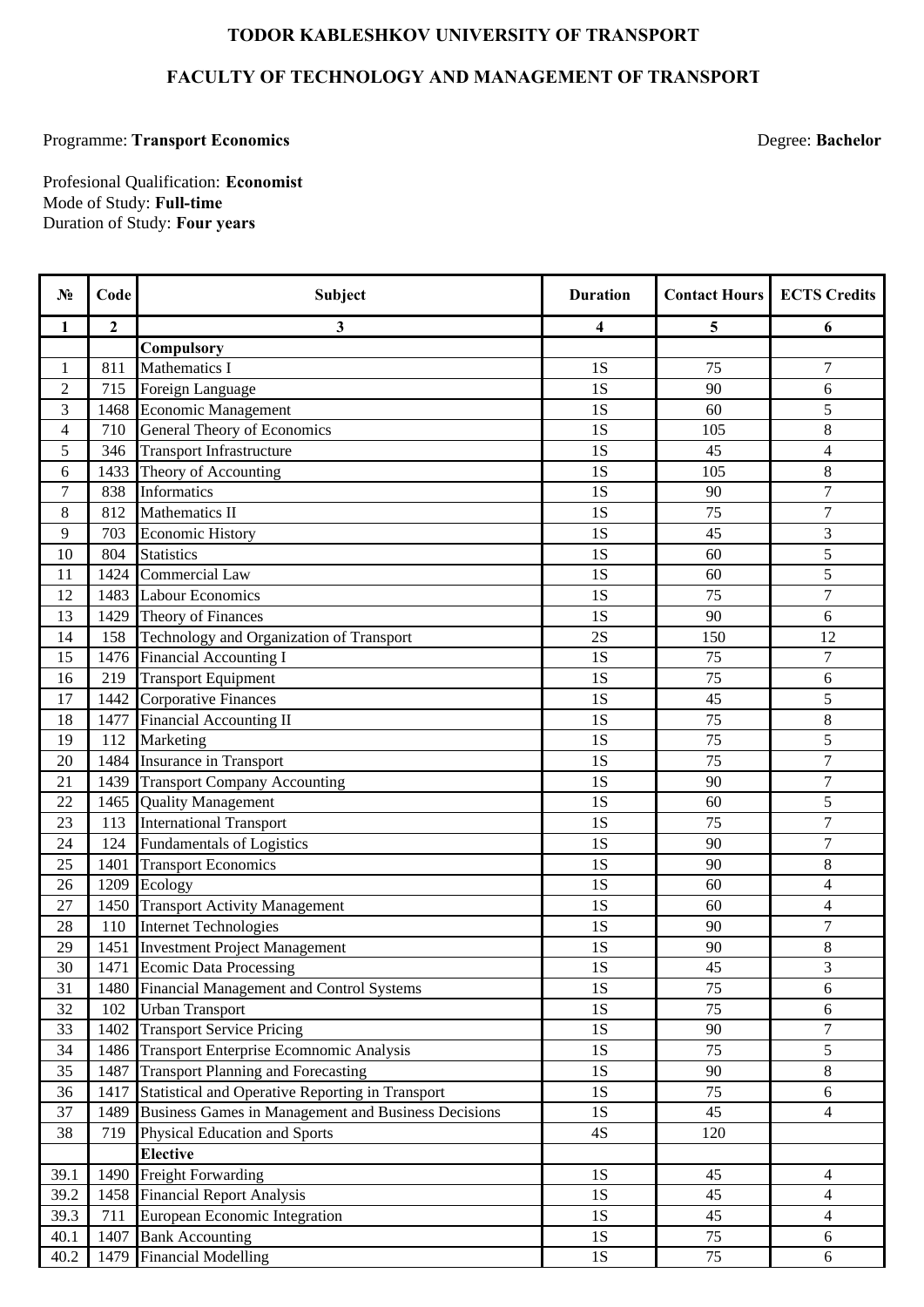**TODOR KABLESHKOV UNIVERSITY OF TRANSPORT**

**FACULTY OF TECHNOLOGY AND MANAGEMENT OF TRANSPORT**

Programme: **Transport Economics** Degree: **Bachelor**

Profesional Qualification: **Economist**
Mode of Study: **Full-time**
Duration of Study: **Four years**

| № | Code | Subject | Duration | Contact Hours | ECTS Credits |
|---|---|---|---|---|---|
| **1** | **2** | **3** | **4** | **5** | **6** |
| | | **Compulsory** | | | |
| 1 | 811 | Mathematics I | 1S | 75 | 7 |
| 2 | 715 | Foreign Language | 1S | 90 | 6 |
| 3 | 1468 | Economic Management | 1S | 60 | 5 |
| 4 | 710 | General Theory of Economics | 1S | 105 | 8 |
| 5 | 346 | Transport Infrastructure | 1S | 45 | 4 |
| 6 | 1433 | Theory of Accounting | 1S | 105 | 8 |
| 7 | 838 | Informatics | 1S | 90 | 7 |
| 8 | 812 | Mathematics II | 1S | 75 | 7 |
| 9 | 703 | Economic History | 1S | 45 | 3 |
| 10 | 804 | Statistics | 1S | 60 | 5 |
| 11 | 1424 | Commercial Law | 1S | 60 | 5 |
| 12 | 1483 | Labour Economics | 1S | 75 | 7 |
| 13 | 1429 | Theory of Finances | 1S | 90 | 6 |
| 14 | 158 | Technology and Organization of Transport | 2S | 150 | 12 |
| 15 | 1476 | Financial Accounting I | 1S | 75 | 7 |
| 16 | 219 | Transport Equipment | 1S | 75 | 6 |
| 17 | 1442 | Corporative Finances | 1S | 45 | 5 |
| 18 | 1477 | Financial Accounting II | 1S | 75 | 8 |
| 19 | 112 | Marketing | 1S | 75 | 5 |
| 20 | 1484 | Insurance in Transport | 1S | 75 | 7 |
| 21 | 1439 | Transport Company Accounting | 1S | 90 | 7 |
| 22 | 1465 | Quality Management | 1S | 60 | 5 |
| 23 | 113 | International Transport | 1S | 75 | 7 |
| 24 | 124 | Fundamentals of Logistics | 1S | 90 | 7 |
| 25 | 1401 | Transport Economics | 1S | 90 | 8 |
| 26 | 1209 | Ecology | 1S | 60 | 4 |
| 27 | 1450 | Transport Activity Management | 1S | 60 | 4 |
| 28 | 110 | Internet Technologies | 1S | 90 | 7 |
| 29 | 1451 | Investment Project Management | 1S | 90 | 8 |
| 30 | 1471 | Ecomic Data Processing | 1S | 45 | 3 |
| 31 | 1480 | Financial Management and Control Systems | 1S | 75 | 6 |
| 32 | 102 | Urban Transport | 1S | 75 | 6 |
| 33 | 1402 | Transport Service Pricing | 1S | 90 | 7 |
| 34 | 1486 | Transport Enterprise Ecomnomic Analysis | 1S | 75 | 5 |
| 35 | 1487 | Transport Planning and Forecasting | 1S | 90 | 8 |
| 36 | 1417 | Statistical and Operative Reporting in Transport | 1S | 75 | 6 |
| 37 | 1489 | Business Games in Management and Business Decisions | 1S | 45 | 4 |
| 38 | 719 | Physical Education and Sports | 4S | 120 | |
| | | **Elective** | | | |
| 39.1 | 1490 | Freight Forwarding | 1S | 45 | 4 |
| 39.2 | 1458 | Financial Report Analysis | 1S | 45 | 4 |
| 39.3 | 711 | European Economic Integration | 1S | 45 | 4 |
| 40.1 | 1407 | Bank Accounting | 1S | 75 | 6 |
| 40.2 | 1479 | Financial Modelling | 1S | 75 | 6 |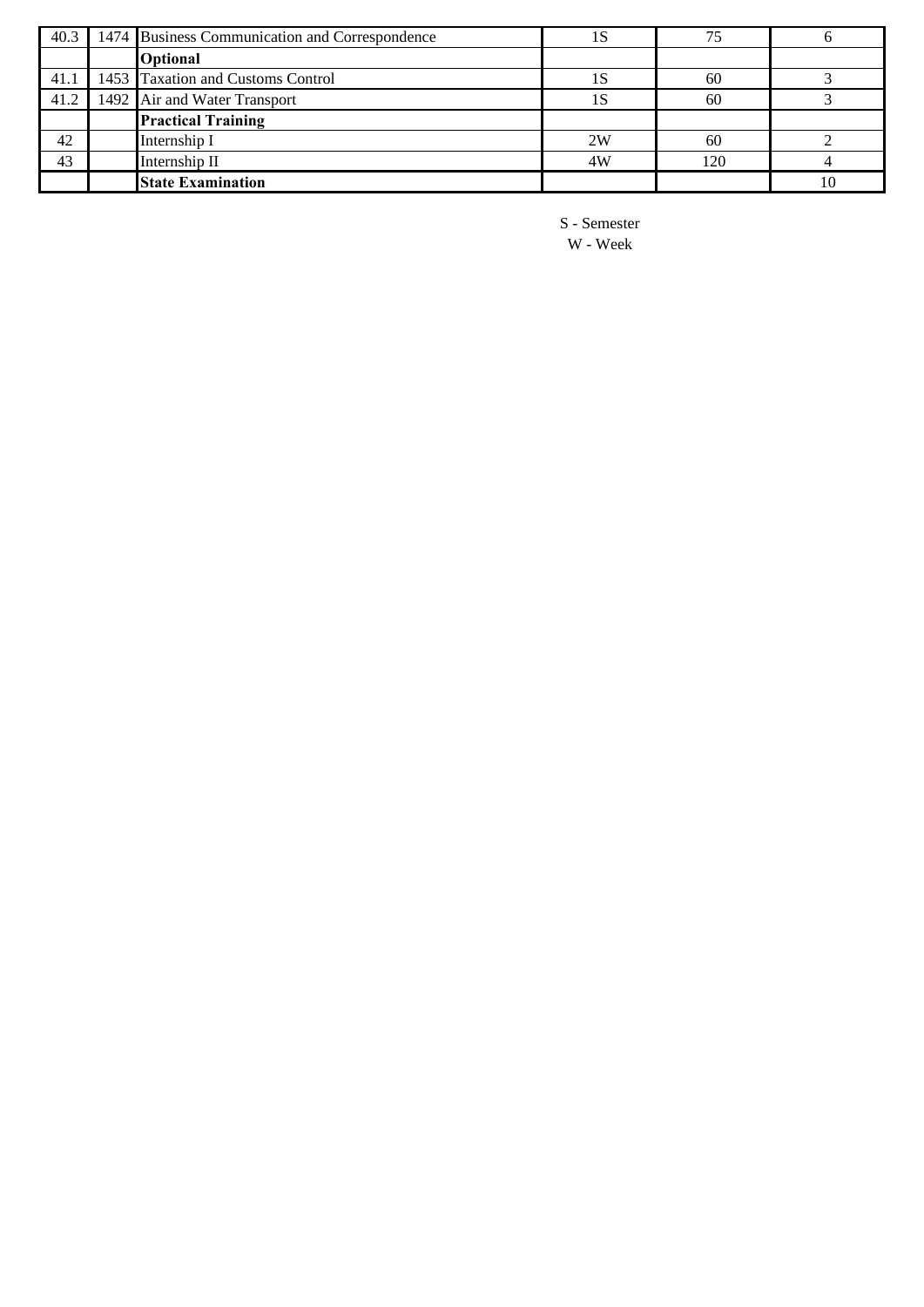| | | | | | |
|---|---|---|---|---|---|
| 40.3 | 1474 | Business Communication and Correspondence | 1S | 75 | 6 |
| | | **Optional** | | | |
| 41.1 | 1453 | Taxation and Customs Control | 1S | 60 | 3 |
| 41.2 | 1492 | Air and Water Transport | 1S | 60 | 3 |
| | | **Practical Training** | | | |
| 42 | | Internship I | 2W | 60 | 2 |
| 43 | | Internship II | 4W | 120 | 4 |
| | | **State Examination** | | | 10 |

S - Semester
W - Week